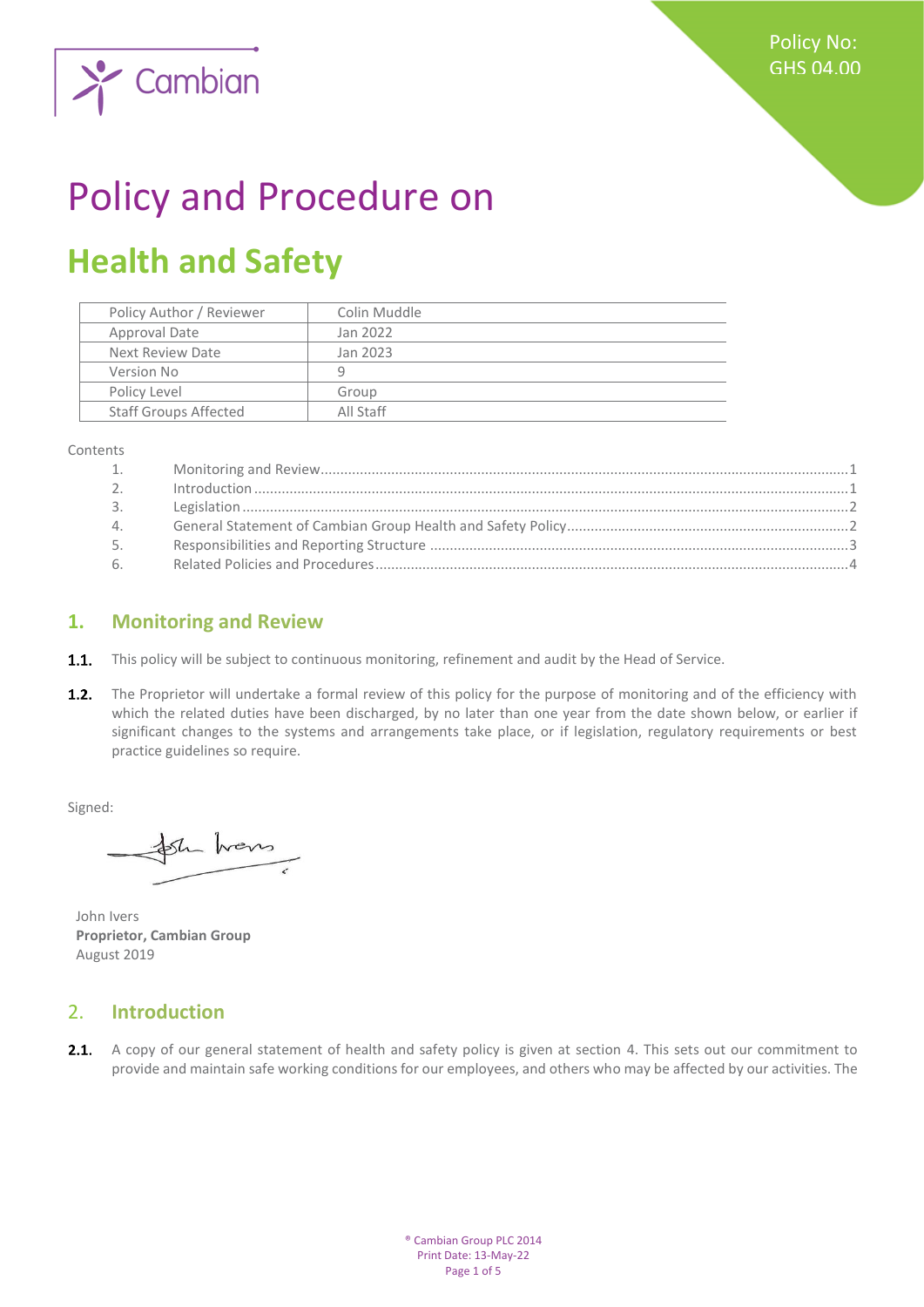Policy No: GHS 04.00

# Policy and Procedure on

# Health and Safety

| Policy Author / Reviewer | Colin Muddle |
|---|---|
| Approval Date | Jan 2022 |
| Next Review Date | Jan 2023 |
| Version No | 9 |
| Policy Level | Group |
| Staff Groups Affected | All Staff |

Contents

1. Monitoring and Review ........ 1
2. Introduction ........ 1
3. Legislation ........ 2
4. General Statement of Cambian Group Health and Safety Policy ........ 2
5. Responsibilities and Reporting Structure ........ 3
6. Related Policies and Procedures ........ 4

## 1. Monitoring and Review

**1.1.** This policy will be subject to continuous monitoring, refinement and audit by the Head of Service.

**1.2.** The Proprietor will undertake a formal review of this policy for the purpose of monitoring and of the efficiency with which the related duties have been discharged, by no later than one year from the date shown below, or earlier if significant changes to the systems and arrangements take place, or if legislation, regulatory requirements or best practice guidelines so require.

Signed:

John Ivers
**Proprietor, Cambian Group**
August 2019

## 2. Introduction

**2.1.** A copy of our general statement of health and safety policy is given at section 4. This sets out our commitment to provide and maintain safe working conditions for our employees, and others who may be affected by our activities. The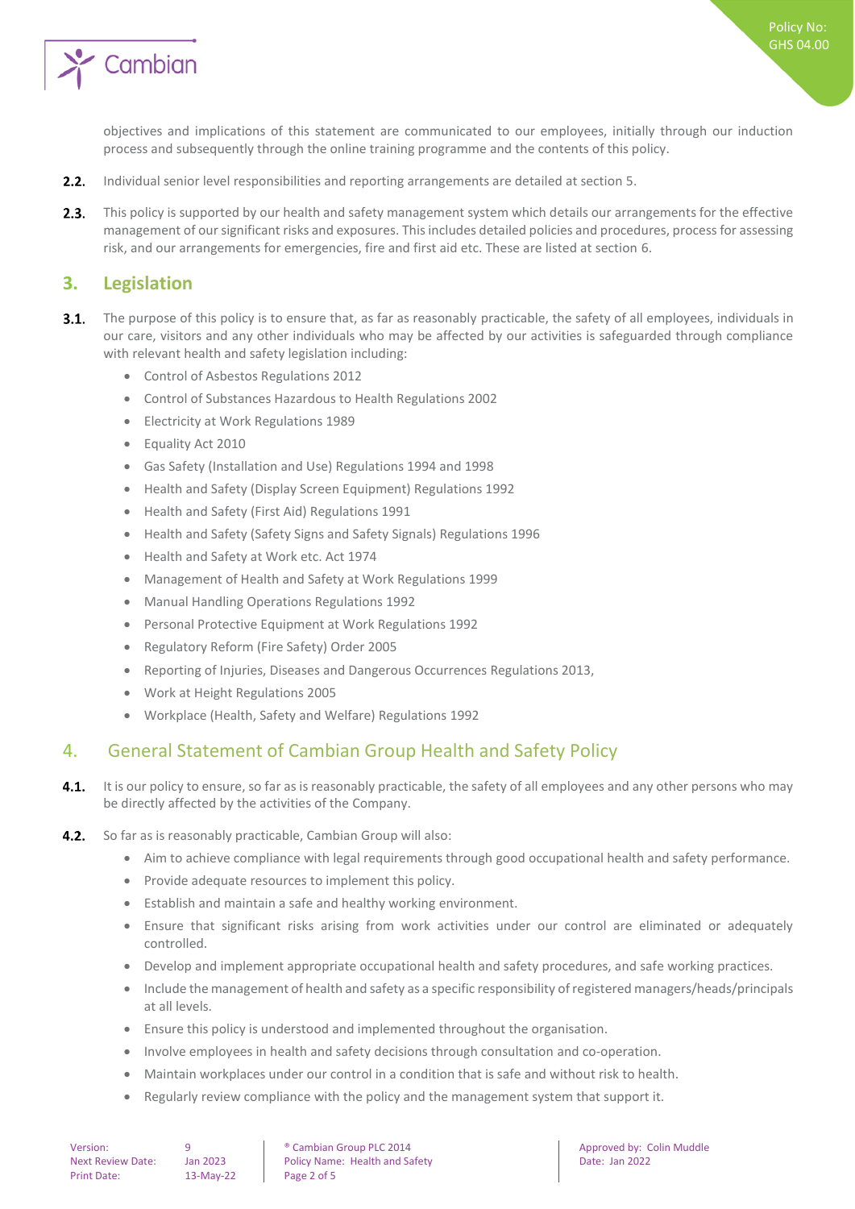objectives and implications of this statement are communicated to our employees, initially through our induction process and subsequently through the online training programme and the contents of this policy.

**2.2.** Individual senior level responsibilities and reporting arrangements are detailed at section 5.

**2.3.** This policy is supported by our health and safety management system which details our arrangements for the effective management of our significant risks and exposures. This includes detailed policies and procedures, process for assessing risk, and our arrangements for emergencies, fire and first aid etc. These are listed at section 6.

## 3. Legislation

**3.1.** The purpose of this policy is to ensure that, as far as reasonably practicable, the safety of all employees, individuals in our care, visitors and any other individuals who may be affected by our activities is safeguarded through compliance with relevant health and safety legislation including:

- Control of Asbestos Regulations 2012
- Control of Substances Hazardous to Health Regulations 2002
- Electricity at Work Regulations 1989
- Equality Act 2010
- Gas Safety (Installation and Use) Regulations 1994 and 1998
- Health and Safety (Display Screen Equipment) Regulations 1992
- Health and Safety (First Aid) Regulations 1991
- Health and Safety (Safety Signs and Safety Signals) Regulations 1996
- Health and Safety at Work etc. Act 1974
- Management of Health and Safety at Work Regulations 1999
- Manual Handling Operations Regulations 1992
- Personal Protective Equipment at Work Regulations 1992
- Regulatory Reform (Fire Safety) Order 2005
- Reporting of Injuries, Diseases and Dangerous Occurrences Regulations 2013,
- Work at Height Regulations 2005
- Workplace (Health, Safety and Welfare) Regulations 1992

## 4. General Statement of Cambian Group Health and Safety Policy

**4.1.** It is our policy to ensure, so far as is reasonably practicable, the safety of all employees and any other persons who may be directly affected by the activities of the Company.

**4.2.** So far as is reasonably practicable, Cambian Group will also:

- Aim to achieve compliance with legal requirements through good occupational health and safety performance.
- Provide adequate resources to implement this policy.
- Establish and maintain a safe and healthy working environment.
- Ensure that significant risks arising from work activities under our control are eliminated or adequately controlled.
- Develop and implement appropriate occupational health and safety procedures, and safe working practices.
- Include the management of health and safety as a specific responsibility of registered managers/heads/principals at all levels.
- Ensure this policy is understood and implemented throughout the organisation.
- Involve employees in health and safety decisions through consultation and co-operation.
- Maintain workplaces under our control in a condition that is safe and without risk to health.
- Regularly review compliance with the policy and the management system that support it.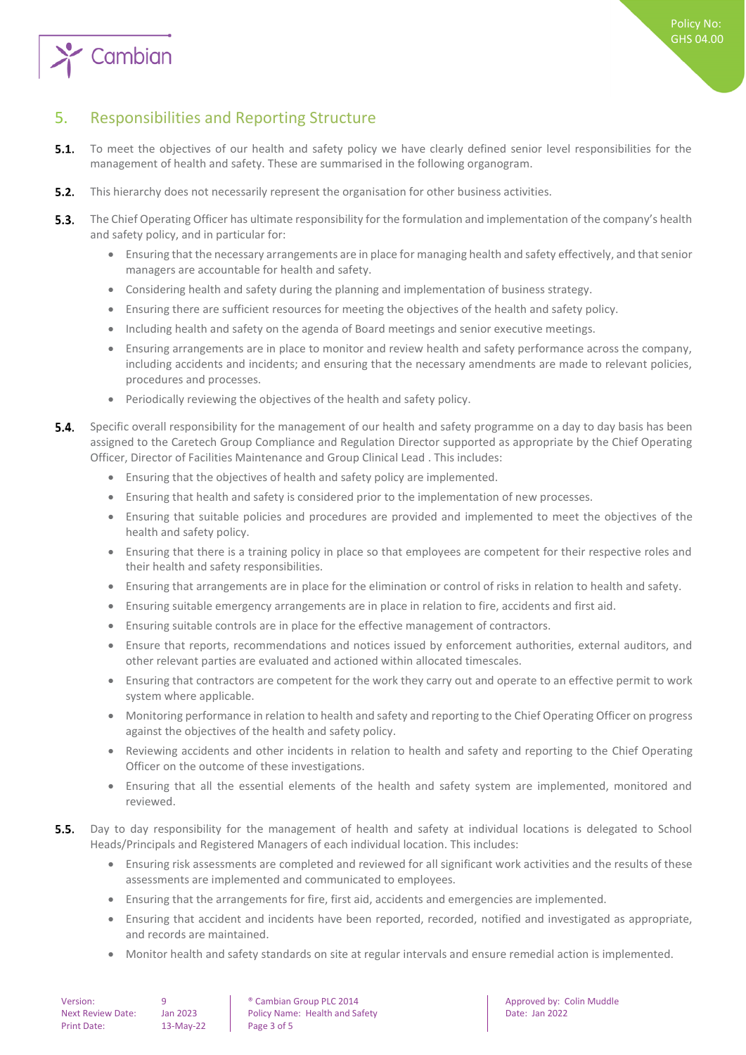## 5. Responsibilities and Reporting Structure

**5.1.** To meet the objectives of our health and safety policy we have clearly defined senior level responsibilities for the management of health and safety. These are summarised in the following organogram.

**5.2.** This hierarchy does not necessarily represent the organisation for other business activities.

**5.3.** The Chief Operating Officer has ultimate responsibility for the formulation and implementation of the company's health and safety policy, and in particular for:

- Ensuring that the necessary arrangements are in place for managing health and safety effectively, and that senior managers are accountable for health and safety.
- Considering health and safety during the planning and implementation of business strategy.
- Ensuring there are sufficient resources for meeting the objectives of the health and safety policy.
- Including health and safety on the agenda of Board meetings and senior executive meetings.
- Ensuring arrangements are in place to monitor and review health and safety performance across the company, including accidents and incidents; and ensuring that the necessary amendments are made to relevant policies, procedures and processes.
- Periodically reviewing the objectives of the health and safety policy.

**5.4.** Specific overall responsibility for the management of our health and safety programme on a day to day basis has been assigned to the Caretech Group Compliance and Regulation Director supported as appropriate by the Chief Operating Officer, Director of Facilities Maintenance and Group Clinical Lead . This includes:

- Ensuring that the objectives of health and safety policy are implemented.
- Ensuring that health and safety is considered prior to the implementation of new processes.
- Ensuring that suitable policies and procedures are provided and implemented to meet the objectives of the health and safety policy.
- Ensuring that there is a training policy in place so that employees are competent for their respective roles and their health and safety responsibilities.
- Ensuring that arrangements are in place for the elimination or control of risks in relation to health and safety.
- Ensuring suitable emergency arrangements are in place in relation to fire, accidents and first aid.
- Ensuring suitable controls are in place for the effective management of contractors.
- Ensure that reports, recommendations and notices issued by enforcement authorities, external auditors, and other relevant parties are evaluated and actioned within allocated timescales.
- Ensuring that contractors are competent for the work they carry out and operate to an effective permit to work system where applicable.
- Monitoring performance in relation to health and safety and reporting to the Chief Operating Officer on progress against the objectives of the health and safety policy.
- Reviewing accidents and other incidents in relation to health and safety and reporting to the Chief Operating Officer on the outcome of these investigations.
- Ensuring that all the essential elements of the health and safety system are implemented, monitored and reviewed.

**5.5.** Day to day responsibility for the management of health and safety at individual locations is delegated to School Heads/Principals and Registered Managers of each individual location. This includes:

- Ensuring risk assessments are completed and reviewed for all significant work activities and the results of these assessments are implemented and communicated to employees.
- Ensuring that the arrangements for fire, first aid, accidents and emergencies are implemented.
- Ensuring that accident and incidents have been reported, recorded, notified and investigated as appropriate, and records are maintained.
- Monitor health and safety standards on site at regular intervals and ensure remedial action is implemented.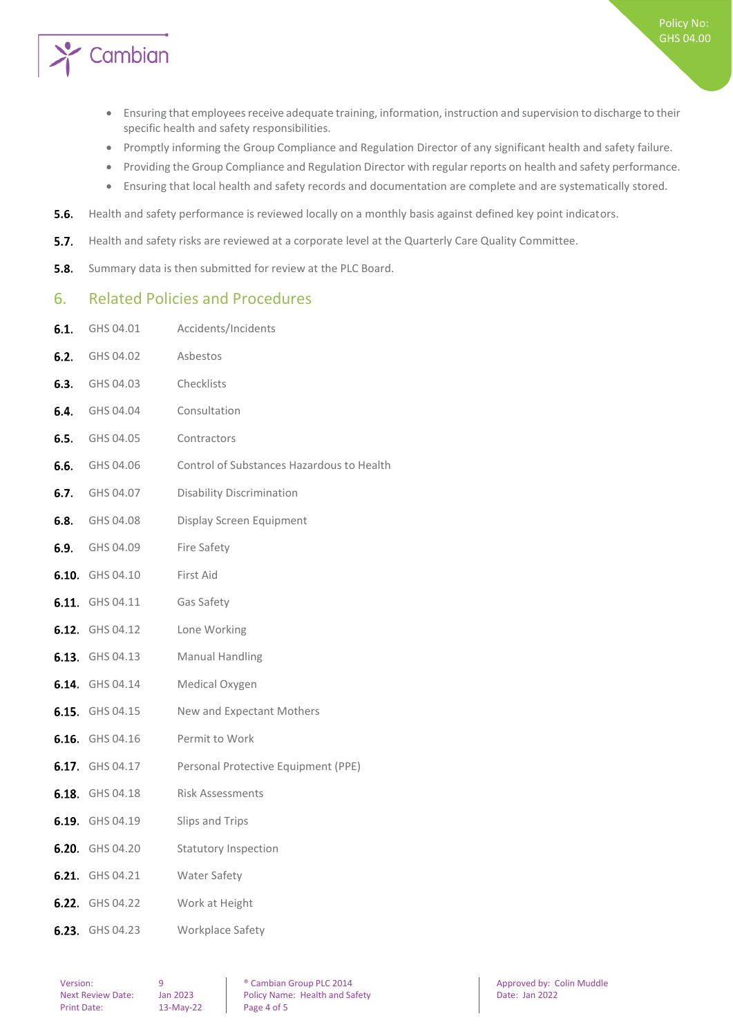- Ensuring that employees receive adequate training, information, instruction and supervision to discharge to their specific health and safety responsibilities.
- Promptly informing the Group Compliance and Regulation Director of any significant health and safety failure.
- Providing the Group Compliance and Regulation Director with regular reports on health and safety performance.
- Ensuring that local health and safety records and documentation are complete and are systematically stored.

**5.6.** Health and safety performance is reviewed locally on a monthly basis against defined key point indicators.

**5.7.** Health and safety risks are reviewed at a corporate level at the Quarterly Care Quality Committee.

**5.8.** Summary data is then submitted for review at the PLC Board.

## 6. Related Policies and Procedures

**6.1.** GHS 04.01 Accidents/Incidents

**6.2.** GHS 04.02 Asbestos

**6.3.** GHS 04.03 Checklists

**6.4.** GHS 04.04 Consultation

**6.5.** GHS 04.05 Contractors

**6.6.** GHS 04.06 Control of Substances Hazardous to Health

**6.7.** GHS 04.07 Disability Discrimination

**6.8.** GHS 04.08 Display Screen Equipment

**6.9.** GHS 04.09 Fire Safety

**6.10.** GHS 04.10 First Aid

**6.11.** GHS 04.11 Gas Safety

**6.12.** GHS 04.12 Lone Working

**6.13.** GHS 04.13 Manual Handling

**6.14.** GHS 04.14 Medical Oxygen

**6.15.** GHS 04.15 New and Expectant Mothers

**6.16.** GHS 04.16 Permit to Work

**6.17.** GHS 04.17 Personal Protective Equipment (PPE)

**6.18.** GHS 04.18 Risk Assessments

**6.19.** GHS 04.19 Slips and Trips

**6.20.** GHS 04.20 Statutory Inspection

**6.21.** GHS 04.21 Water Safety

**6.22.** GHS 04.22 Work at Height

**6.23.** GHS 04.23 Workplace Safety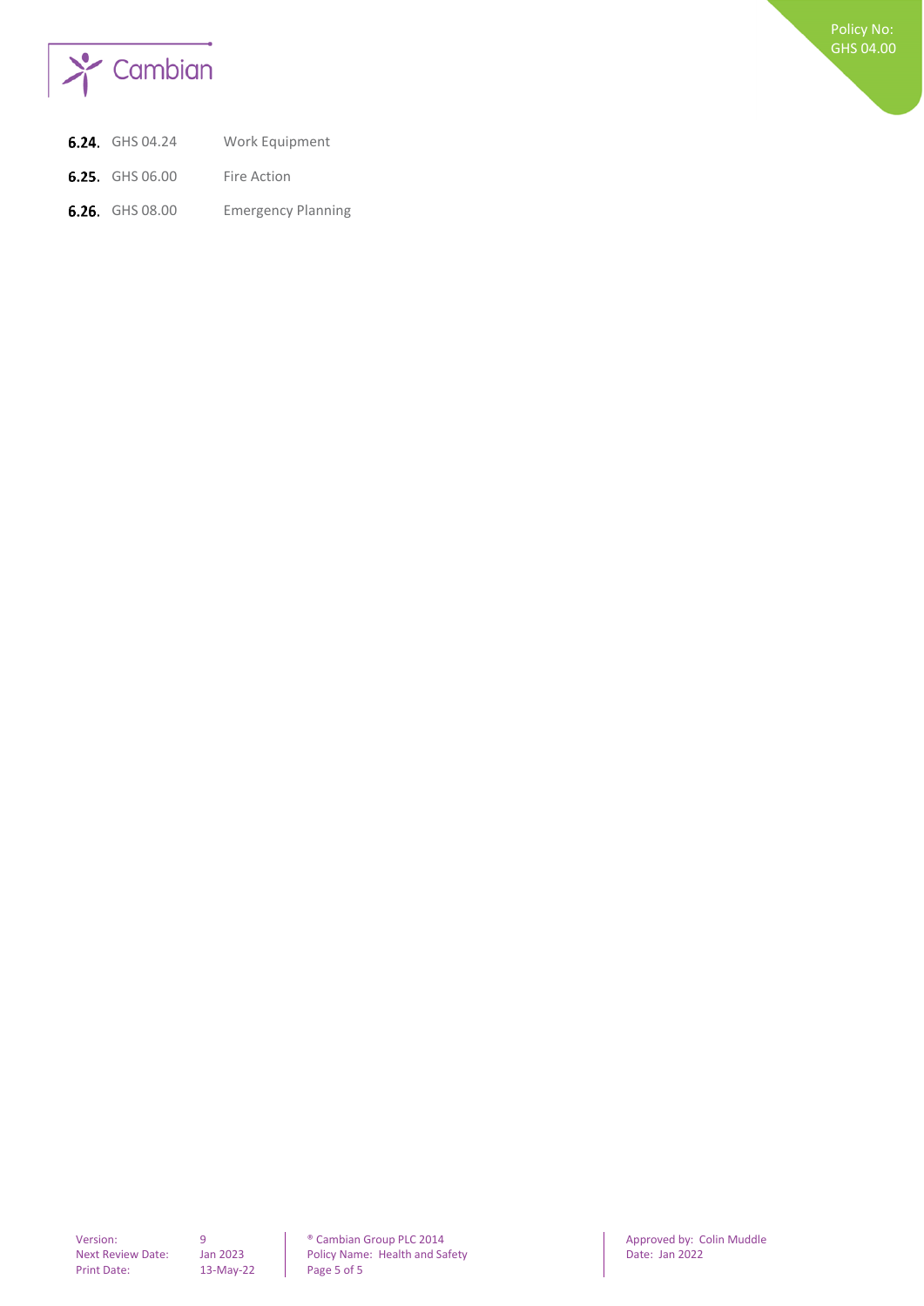**6.24.** GHS 04.24 Work Equipment

**6.25.** GHS 06.00 Fire Action

**6.26.** GHS 08.00 Emergency Planning